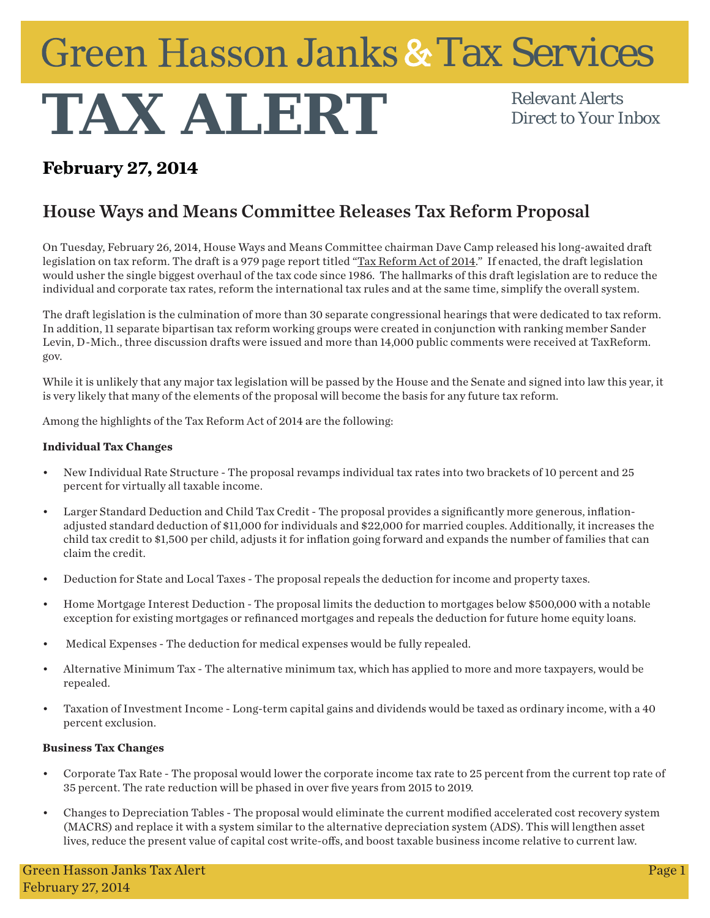# Green Hasson Janks & Tax Services

# TAX ALERT

*Relevant Alerts Direct to Your Inbox*

## February 27, 2014

## House Ways and Means Committee Releases Tax Reform Proposal

On Tuesday, February 26, 2014, House Ways and Means Committee chairman Dave Camp released his long-awaited draft legislation on tax reform. The draft is a 979 page report titled "Tax Reform Act of 2014." If enacted, the draft legislation would usher the single biggest overhaul of the tax code since 1986. The hallmarks of this draft legislation are to reduce the individual and corporate tax rates, reform the international tax rules and at the same time, simplify the overall system.

The draft legislation is the culmination of more than 30 separate congressional hearings that were dedicated to tax reform. In addition, 11 separate bipartisan tax reform working groups were created in conjunction with ranking member Sander Levin, D-Mich., three discussion drafts were issued and more than 14,000 public comments were received at TaxReform.gov.

While it is unlikely that any major tax legislation will be passed by the House and the Senate and signed into law this year, it is very likely that many of the elements of the proposal will become the basis for any future tax reform.

Among the highlights of the Tax Reform Act of 2014 are the following:

**Individual Tax Changes**

- New Individual Rate Structure - The proposal revamps individual tax rates into two brackets of 10 percent and 25 percent for virtually all taxable income.
- Larger Standard Deduction and Child Tax Credit - The proposal provides a significantly more generous, inflation-adjusted standard deduction of $11,000 for individuals and $22,000 for married couples. Additionally, it increases the child tax credit to $1,500 per child, adjusts it for inflation going forward and expands the number of families that can claim the credit.
- Deduction for State and Local Taxes - The proposal repeals the deduction for income and property taxes.
- Home Mortgage Interest Deduction - The proposal limits the deduction to mortgages below $500,000 with a notable exception for existing mortgages or refinanced mortgages and repeals the deduction for future home equity loans.
- Medical Expenses - The deduction for medical expenses would be fully repealed.
- Alternative Minimum Tax - The alternative minimum tax, which has applied to more and more taxpayers, would be repealed.
- Taxation of Investment Income - Long-term capital gains and dividends would be taxed as ordinary income, with a 40 percent exclusion.

**Business Tax Changes**

- Corporate Tax Rate - The proposal would lower the corporate income tax rate to 25 percent from the current top rate of 35 percent. The rate reduction will be phased in over five years from 2015 to 2019.
- Changes to Depreciation Tables - The proposal would eliminate the current modified accelerated cost recovery system (MACRS) and replace it with a system similar to the alternative depreciation system (ADS). This will lengthen asset lives, reduce the present value of capital cost write-offs, and boost taxable business income relative to current law.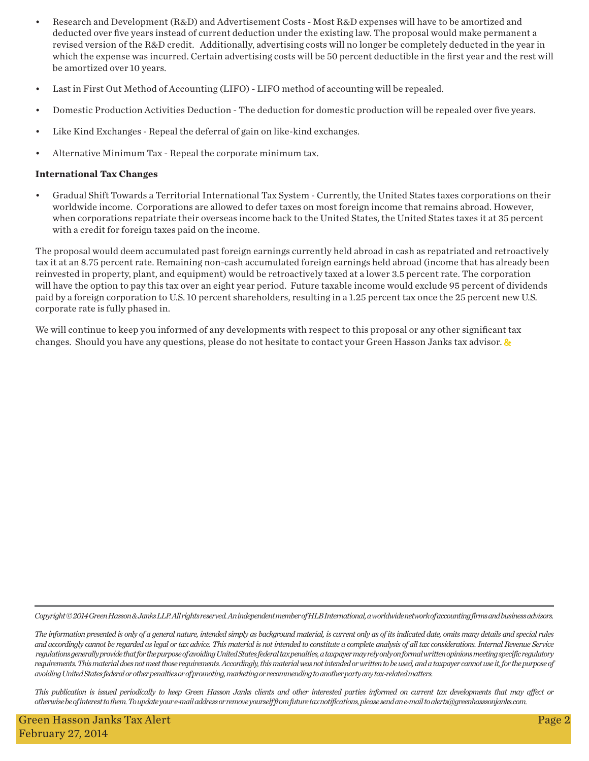- Research and Development (R&D) and Advertisement Costs - Most R&D expenses will have to be amortized and deducted over five years instead of current deduction under the existing law. The proposal would make permanent a revised version of the R&D credit. Additionally, advertising costs will no longer be completely deducted in the year in which the expense was incurred. Certain advertising costs will be 50 percent deductible in the first year and the rest will be amortized over 10 years.

- Last in First Out Method of Accounting (LIFO) - LIFO method of accounting will be repealed.

- Domestic Production Activities Deduction - The deduction for domestic production will be repealed over five years.

- Like Kind Exchanges - Repeal the deferral of gain on like-kind exchanges.

- Alternative Minimum Tax - Repeal the corporate minimum tax.

**International Tax Changes**

- Gradual Shift Towards a Territorial International Tax System - Currently, the United States taxes corporations on their worldwide income. Corporations are allowed to defer taxes on most foreign income that remains abroad. However, when corporations repatriate their overseas income back to the United States, the United States taxes it at 35 percent with a credit for foreign taxes paid on the income.

The proposal would deem accumulated past foreign earnings currently held abroad in cash as repatriated and retroactively tax it at an 8.75 percent rate. Remaining non-cash accumulated foreign earnings held abroad (income that has already been reinvested in property, plant, and equipment) would be retroactively taxed at a lower 3.5 percent rate. The corporation will have the option to pay this tax over an eight year period. Future taxable income would exclude 95 percent of dividends paid by a foreign corporation to U.S. 10 percent shareholders, resulting in a 1.25 percent tax once the 25 percent new U.S. corporate rate is fully phased in.

We will continue to keep you informed of any developments with respect to this proposal or any other significant tax changes. Should you have any questions, please do not hesitate to contact your Green Hasson Janks tax advisor. &

---

*Copyright © 2014 Green Hasson & Janks LLP. All rights reserved. An independent member of HLB International, a worldwide network of accounting firms and business advisors.*

*The information presented is only of a general nature, intended simply as background material, is current only as of its indicated date, omits many details and special rules and accordingly cannot be regarded as legal or tax advice. This material is not intended to constitute a complete analysis of all tax considerations. Internal Revenue Service regulations generally provide that for the purpose of avoiding United States federal tax penalties, a taxpayer may rely only on formal written opinions meeting specific regulatory requirements. This material does not meet those requirements. Accordingly, this material was not intended or written to be used, and a taxpayer cannot use it, for the purpose of avoiding United States federal or other penalties or of promoting, marketing or recommending to another party any tax-related matters.*

*This publication is issued periodically to keep Green Hasson Janks clients and other interested parties informed on current tax developments that may affect or otherwise be of interest to them. To update your e-mail address or remove yourself from future tax notifications, please send an e-mail to alerts@greenhasssonjanks.com.*